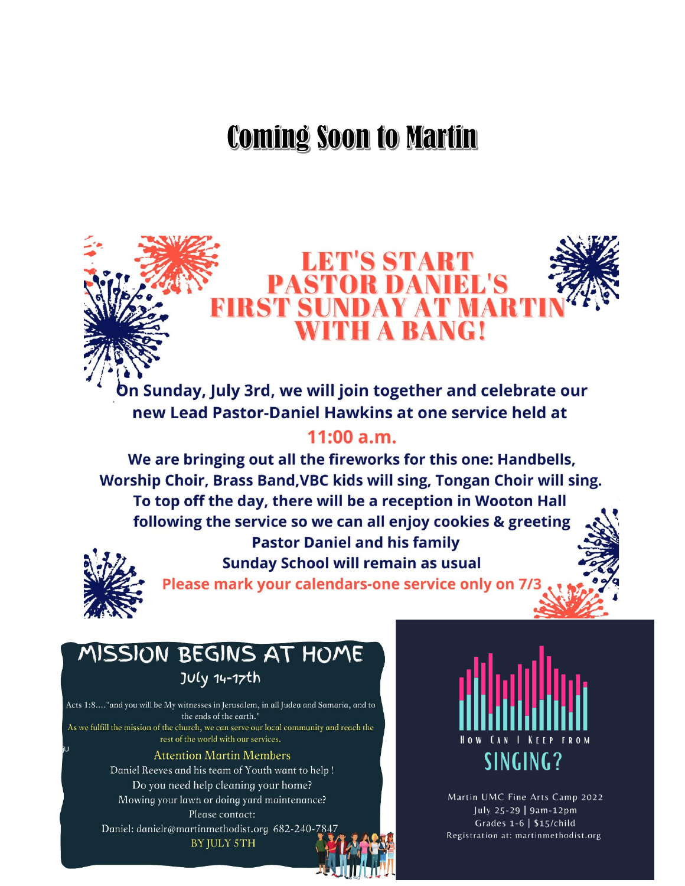# Coming Soon to Martin

## LET'S START PASTOR DANIEL'S FIRST SUNDAY AT MARTIN WITH A BANG!

**On Sunday, July 3rd, we will join together and celebrate our new Lead Pastor-Daniel Hawkins at one service held at**

**11:00 a.m.**

**We are bringing out all the fireworks for this one: Handbells, Worship Choir, Brass Band,VBC kids will sing, Tongan Choir will sing. To top off the day, there will be a reception in Wooton Hall following the service so we can all enjoy cookies & greeting Pastor Daniel and his family**

**Sunday School will remain as usual**

**Please mark your calendars-one service only on 7/3**

## MISSION BEGINS AT HOME

July 14-17th

Acts 1:8...."and you will be My witnesses in Jerusalem, in all Judea and Samaria, and to the ends of the earth."

As we fulfill the mission of the church, we can serve our local community and reach the rest of the world with our services.

Attention Martin Members

Daniel Reeves and his team of Youth want to help !

Do you need help cleaning your home?

Mowing your lawn or doing yard maintenance?

Please contact:

Daniel: danielr@martinmethodist.org 682-240-7847

BY JULY 5TH

## HOW CAN I KEEP FROM SINGING?

Martin UMC Fine Arts Camp 2022

July 25-29 | 9am-12pm

Grades 1-6 | $15/child

Registration at: martinmethodist.org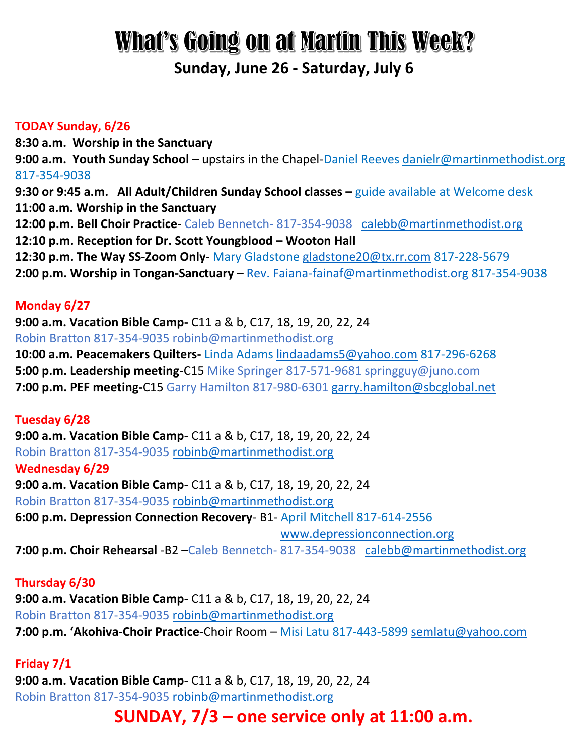# What's Going on at Martin This Week?

## Sunday, June 26 - Saturday, July 6

**TODAY Sunday, 6/26**

**8:30 a.m. Worship in the Sanctuary**
**9:00 a.m. Youth Sunday School –** upstairs in the Chapel-Daniel Reeves danielr@martinmethodist.org 817-354-9038
**9:30 or 9:45 a.m. All Adult/Children Sunday School classes –** guide available at Welcome desk
**11:00 a.m. Worship in the Sanctuary**
**12:00 p.m. Bell Choir Practice-** Caleb Bennetch- 817-354-9038 calebb@martinmethodist.org
**12:10 p.m. Reception for Dr. Scott Youngblood – Wooton Hall**
**12:30 p.m. The Way SS-Zoom Only-** Mary Gladstone gladstone20@tx.rr.com 817-228-5679
**2:00 p.m. Worship in Tongan-Sanctuary –** Rev. Faiana-fainaf@martinmethodist.org 817-354-9038

**Monday 6/27**

**9:00 a.m. Vacation Bible Camp-** C11 a & b, C17, 18, 19, 20, 22, 24
Robin Bratton 817-354-9035 robinb@martinmethodist.org
**10:00 a.m. Peacemakers Quilters-** Linda Adams lindaadams5@yahoo.com 817-296-6268
**5:00 p.m. Leadership meeting-**C15 Mike Springer 817-571-9681 springguy@juno.com
**7:00 p.m. PEF meeting-**C15 Garry Hamilton 817-980-6301 garry.hamilton@sbcglobal.net

**Tuesday 6/28**

**9:00 a.m. Vacation Bible Camp-** C11 a & b, C17, 18, 19, 20, 22, 24
Robin Bratton 817-354-9035 robinb@martinmethodist.org

**Wednesday 6/29**

**9:00 a.m. Vacation Bible Camp-** C11 a & b, C17, 18, 19, 20, 22, 24
Robin Bratton 817-354-9035 robinb@martinmethodist.org
**6:00 p.m. Depression Connection Recovery**- B1- April Mitchell 817-614-2556 www.depressionconnection.org
**7:00 p.m. Choir Rehearsal** -B2 –Caleb Bennetch- 817-354-9038 calebb@martinmethodist.org

**Thursday 6/30**

**9:00 a.m. Vacation Bible Camp-** C11 a & b, C17, 18, 19, 20, 22, 24
Robin Bratton 817-354-9035 robinb@martinmethodist.org
**7:00 p.m. 'Akohiva-Choir Practice-**Choir Room – Misi Latu 817-443-5899 semlatu@yahoo.com

**Friday 7/1**

**9:00 a.m. Vacation Bible Camp-** C11 a & b, C17, 18, 19, 20, 22, 24
Robin Bratton 817-354-9035 robinb@martinmethodist.org

**SUNDAY, 7/3 – one service only at 11:00 a.m.**